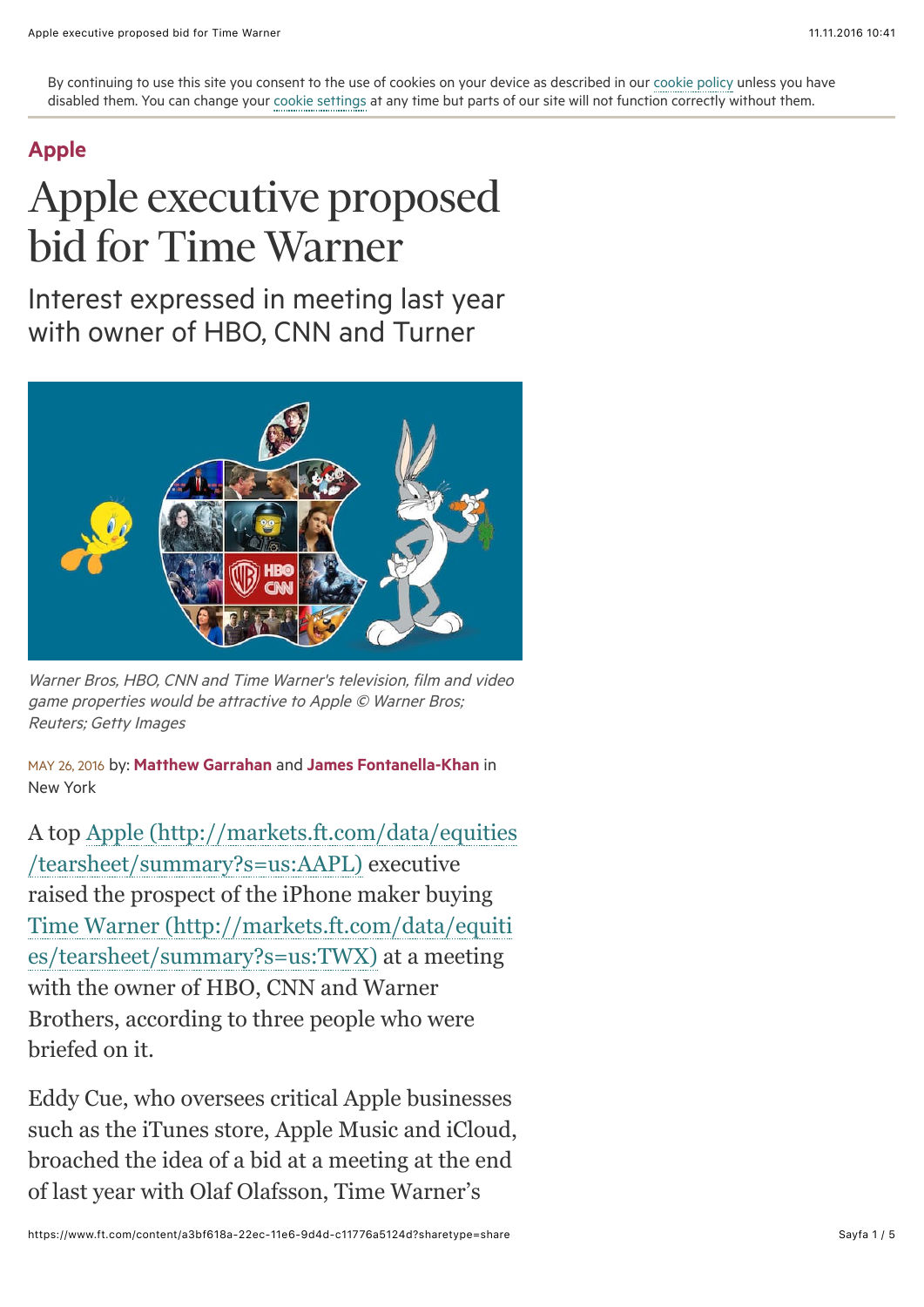By continuing to use this site you consent to the use of cookies on your device as described in our cookie policy unless you have disabled them. You can change your cookie settings at any time but parts of our site will not function correctly without them.

**Apple**

# Apple executive proposed bid for Time Warner

## Interest expressed in meeting last year with owner of HBO, CNN and Turner

*Warner Bros, HBO, CNN and Time Warner's television, film and video game properties would be attractive to Apple © Warner Bros; Reuters; Getty Images*

MAY 26, 2016 by: **Matthew Garrahan** and **James Fontanella-Khan** in New York

A top Apple (http://markets.ft.com/data/equities/tearsheet/summary?s=us:AAPL) executive raised the prospect of the iPhone maker buying Time Warner (http://markets.ft.com/data/equities/tearsheet/summary?s=us:TWX) at a meeting with the owner of HBO, CNN and Warner Brothers, according to three people who were briefed on it.

Eddy Cue, who oversees critical Apple businesses such as the iTunes store, Apple Music and iCloud, broached the idea of a bid at a meeting at the end of last year with Olaf Olafsson, Time Warner's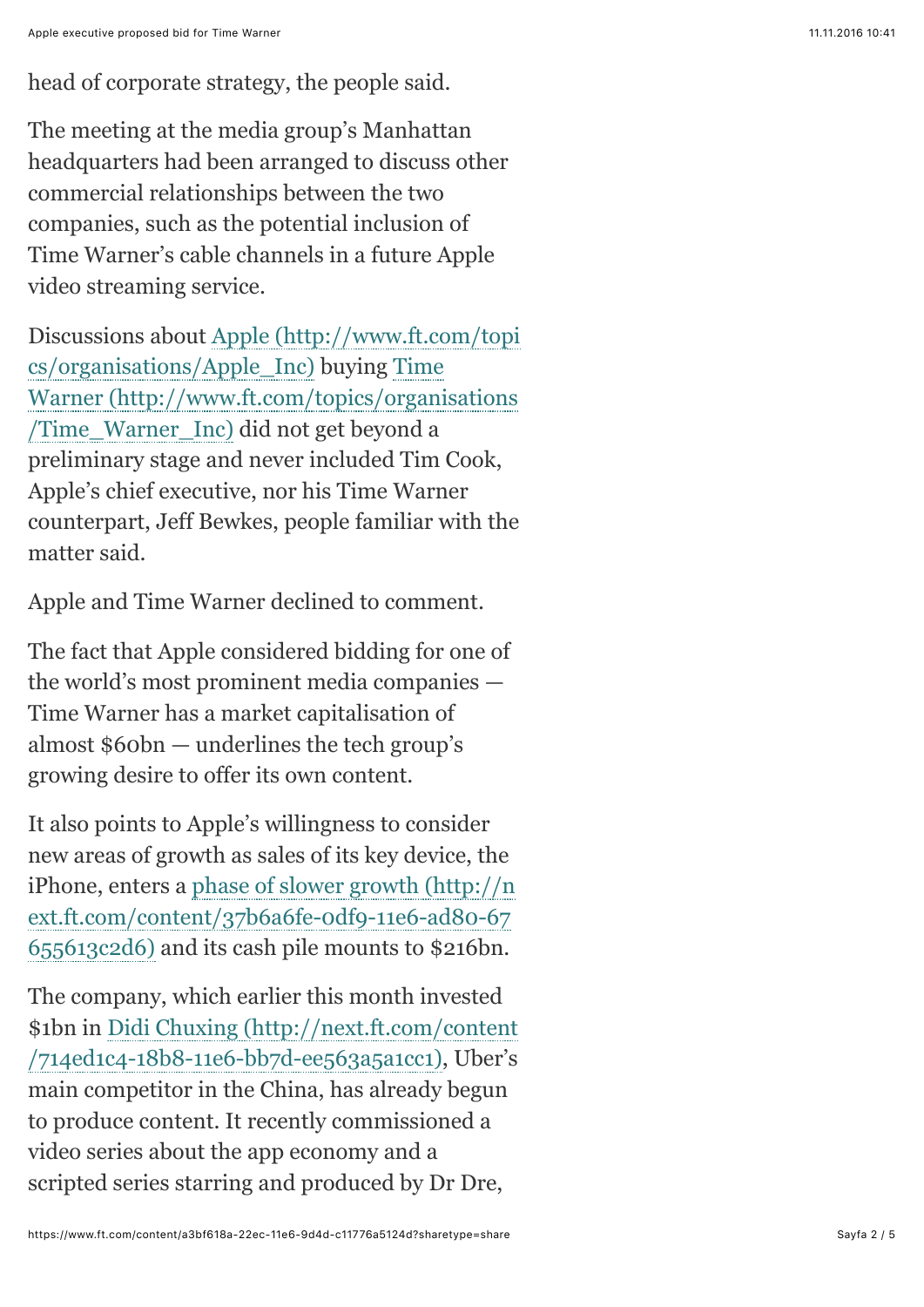head of corporate strategy, the people said.

The meeting at the media group's Manhattan headquarters had been arranged to discuss other commercial relationships between the two companies, such as the potential inclusion of Time Warner's cable channels in a future Apple video streaming service.

Discussions about Apple (http://www.ft.com/topics/organisations/Apple_Inc) buying Time Warner (http://www.ft.com/topics/organisations/Time_Warner_Inc) did not get beyond a preliminary stage and never included Tim Cook, Apple's chief executive, nor his Time Warner counterpart, Jeff Bewkes, people familiar with the matter said.

Apple and Time Warner declined to comment.

The fact that Apple considered bidding for one of the world's most prominent media companies — Time Warner has a market capitalisation of almost $60bn — underlines the tech group's growing desire to offer its own content.

It also points to Apple's willingness to consider new areas of growth as sales of its key device, the iPhone, enters a phase of slower growth (http://next.ft.com/content/37b6a6fe-0df9-11e6-ad80-67655613c2d6) and its cash pile mounts to $216bn.

The company, which earlier this month invested $1bn in Didi Chuxing (http://next.ft.com/content/714ed1c4-18b8-11e6-bb7d-ee563a5a1cc1), Uber's main competitor in the China, has already begun to produce content. It recently commissioned a video series about the app economy and a scripted series starring and produced by Dr Dre,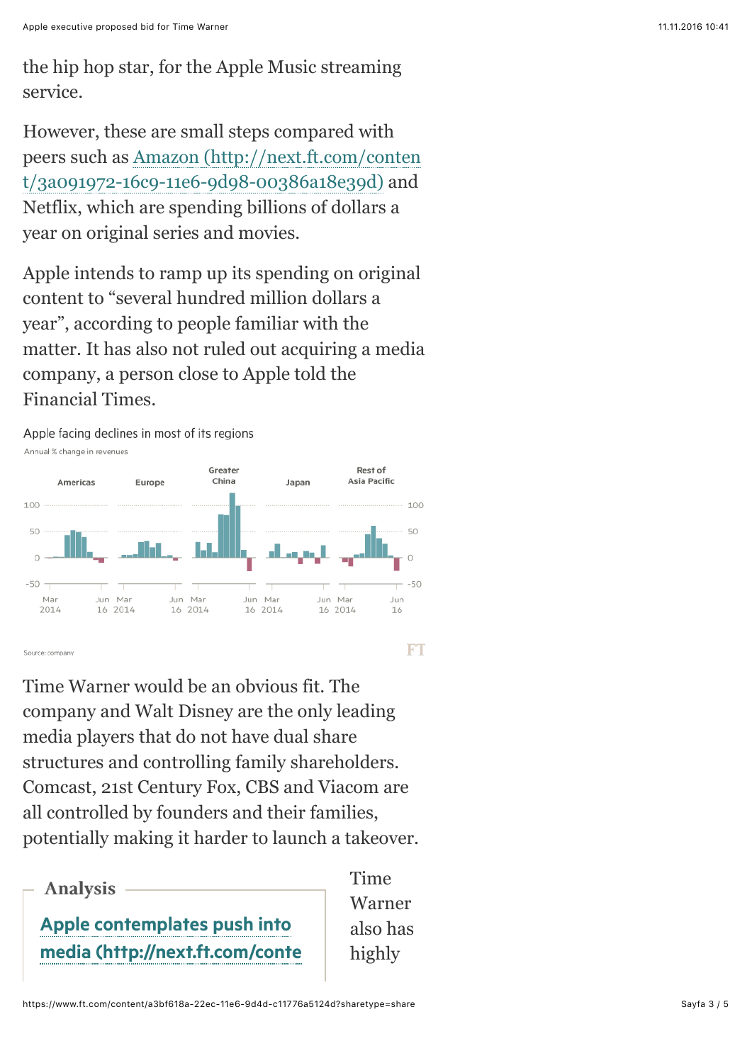the hip hop star, for the Apple Music streaming service.

However, these are small steps compared with peers such as Amazon (http://next.ft.com/content/3a091972-16c9-11e6-9d98-00386a18e39d) and Netflix, which are spending billions of dollars a year on original series and movies.

Apple intends to ramp up its spending on original content to “several hundred million dollars a year”, according to people familiar with the matter. It has also not ruled out acquiring a media company, a person close to Apple told the Financial Times.

Apple facing declines in most of its regions

Annual % change in revenues

Americas | Europe | Greater China | Japan | Rest of Asia Pacific

Source: company

Time Warner would be an obvious fit. The company and Walt Disney are the only leading media players that do not have dual share structures and controlling family shareholders. Comcast, 21st Century Fox, CBS and Viacom are all controlled by founders and their families, potentially making it harder to launch a takeover.

**Analysis**

**Apple contemplates push into media (http://next.ft.com/conte**

Time Warner also has highly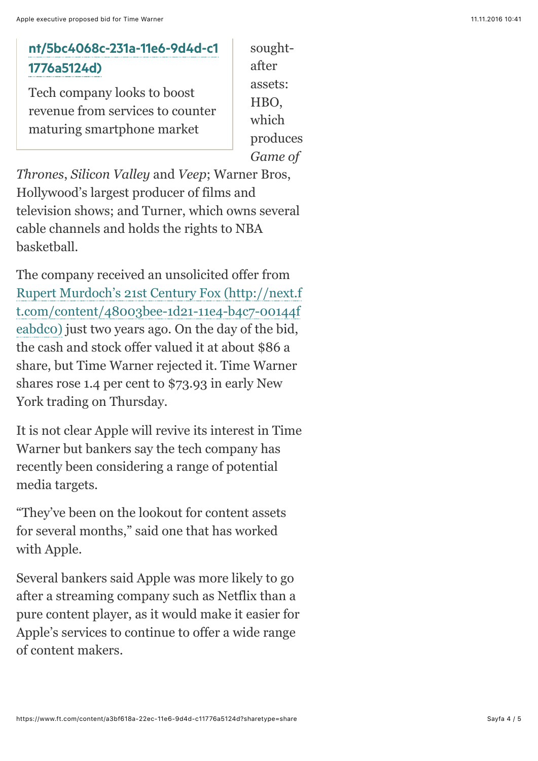nt/5bc4068c-231a-11e6-9d4d-c11776a5124d)

Tech company looks to boost revenue from services to counter maturing smartphone market

sought-after assets: HBO, which produces *Game of Thrones*, *Silicon Valley* and *Veep*; Warner Bros, Hollywood's largest producer of films and television shows; and Turner, which owns several cable channels and holds the rights to NBA basketball.

The company received an unsolicited offer from Rupert Murdoch's 21st Century Fox (http://next.ft.com/content/48003bee-1d21-11e4-b4c7-00144feabdc0) just two years ago. On the day of the bid, the cash and stock offer valued it at about $86 a share, but Time Warner rejected it. Time Warner shares rose 1.4 per cent to $73.93 in early New York trading on Thursday.

It is not clear Apple will revive its interest in Time Warner but bankers say the tech company has recently been considering a range of potential media targets.

"They've been on the lookout for content assets for several months," said one that has worked with Apple.

Several bankers said Apple was more likely to go after a streaming company such as Netflix than a pure content player, as it would make it easier for Apple's services to continue to offer a wide range of content makers.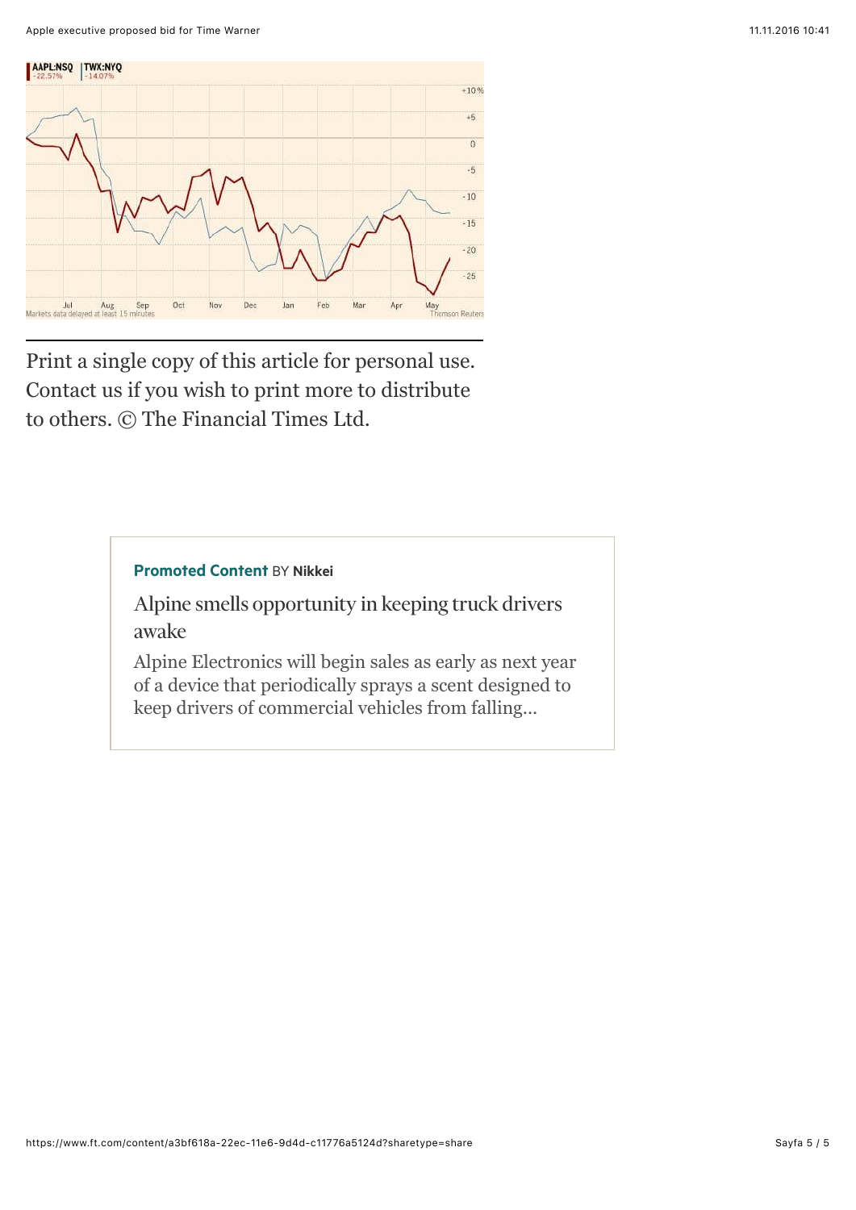AAPL:NSQ -22.57%
TWX:NYQ -14.07%

+10%
+5
0
-5
-10
-15
-20
-25

Jul Aug Sep Oct Nov Dec Jan Feb Mar Apr May

Markets data delayed at least 15 minutes

Thomson Reuters

Print a single copy of this article for personal use. Contact us if you wish to print more to distribute to others. © The Financial Times Ltd.

**Promoted Content** BY **Nikkei**

### Alpine smells opportunity in keeping truck drivers awake

Alpine Electronics will begin sales as early as next year of a device that periodically sprays a scent designed to keep drivers of commercial vehicles from falling...